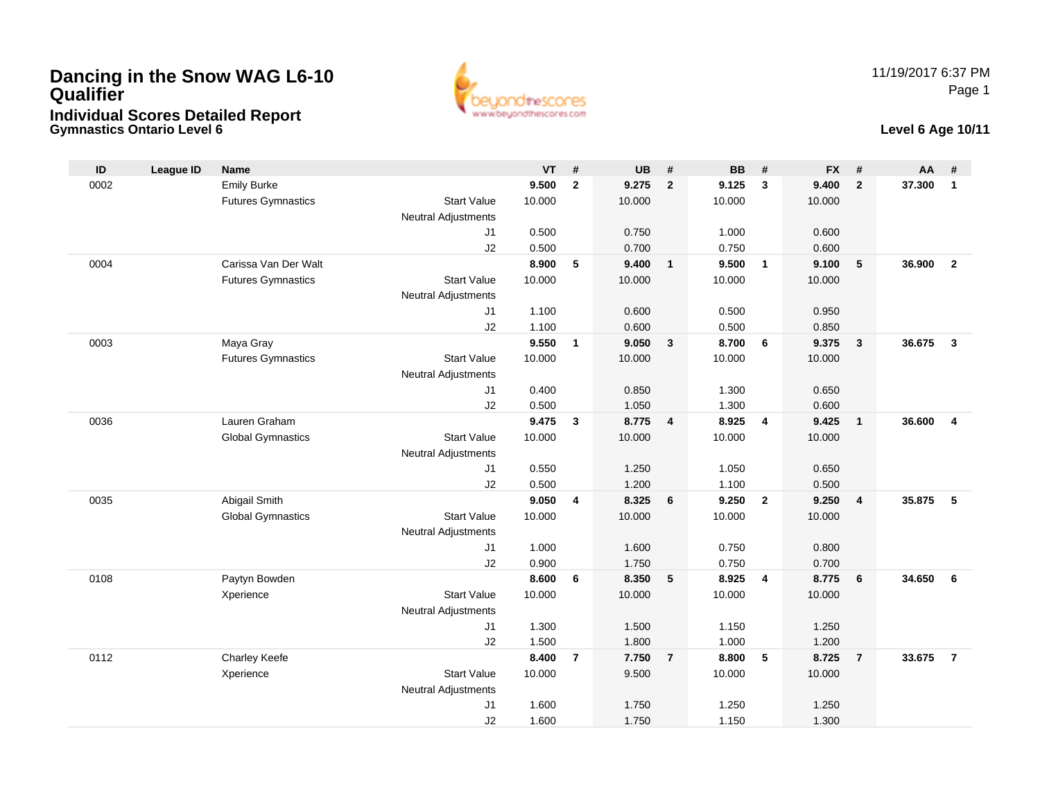# Dancing in the Snow WAG L6-10 Qualifier

## Individual Scores Detailed Report

### Gymnastics Ontario Level 6

11/19/2017 6:37 PM

**Level 6 Age 10/11**

| ID | League ID | Name | | VT | # | UB | # | BB | # | FX | # | AA | # |
|---|---|---|---|---|---|---|---|---|---|---|---|---|---|
| 0002 | | Emily Burke | | **9.500** | **2** | **9.275** | **2** | **9.125** | **3** | **9.400** | **2** | **37.300** | **1** |
| | | Futures Gymnastics | Start Value | 10.000 | | 10.000 | | 10.000 | | 10.000 | | | |
| | | | Neutral Adjustments | | | | | | | | | | |
| | | | J1 | 0.500 | | 0.750 | | 1.000 | | 0.600 | | | |
| | | | J2 | 0.500 | | 0.700 | | 0.750 | | 0.600 | | | |
| 0004 | | Carissa Van Der Walt | | **8.900** | **5** | **9.400** | **1** | **9.500** | **1** | **9.100** | **5** | **36.900** | **2** |
| | | Futures Gymnastics | Start Value | 10.000 | | 10.000 | | 10.000 | | 10.000 | | | |
| | | | Neutral Adjustments | | | | | | | | | | |
| | | | J1 | 1.100 | | 0.600 | | 0.500 | | 0.950 | | | |
| | | | J2 | 1.100 | | 0.600 | | 0.500 | | 0.850 | | | |
| 0003 | | Maya Gray | | **9.550** | **1** | **9.050** | **3** | **8.700** | **6** | **9.375** | **3** | **36.675** | **3** |
| | | Futures Gymnastics | Start Value | 10.000 | | 10.000 | | 10.000 | | 10.000 | | | |
| | | | Neutral Adjustments | | | | | | | | | | |
| | | | J1 | 0.400 | | 0.850 | | 1.300 | | 0.650 | | | |
| | | | J2 | 0.500 | | 1.050 | | 1.300 | | 0.600 | | | |
| 0036 | | Lauren Graham | | **9.475** | **3** | **8.775** | **4** | **8.925** | **4** | **9.425** | **1** | **36.600** | **4** |
| | | Global Gymnastics | Start Value | 10.000 | | 10.000 | | 10.000 | | 10.000 | | | |
| | | | Neutral Adjustments | | | | | | | | | | |
| | | | J1 | 0.550 | | 1.250 | | 1.050 | | 0.650 | | | |
| | | | J2 | 0.500 | | 1.200 | | 1.100 | | 0.500 | | | |
| 0035 | | Abigail Smith | | **9.050** | **4** | **8.325** | **6** | **9.250** | **2** | **9.250** | **4** | **35.875** | **5** |
| | | Global Gymnastics | Start Value | 10.000 | | 10.000 | | 10.000 | | 10.000 | | | |
| | | | Neutral Adjustments | | | | | | | | | | |
| | | | J1 | 1.000 | | 1.600 | | 0.750 | | 0.800 | | | |
| | | | J2 | 0.900 | | 1.750 | | 0.750 | | 0.700 | | | |
| 0108 | | Paytyn Bowden | | **8.600** | **6** | **8.350** | **5** | **8.925** | **4** | **8.775** | **6** | **34.650** | **6** |
| | | Xperience | Start Value | 10.000 | | 10.000 | | 10.000 | | 10.000 | | | |
| | | | Neutral Adjustments | | | | | | | | | | |
| | | | J1 | 1.300 | | 1.500 | | 1.150 | | 1.250 | | | |
| | | | J2 | 1.500 | | 1.800 | | 1.000 | | 1.200 | | | |
| 0112 | | Charley Keefe | | **8.400** | **7** | **7.750** | **7** | **8.800** | **5** | **8.725** | **7** | **33.675** | **7** |
| | | Xperience | Start Value | 10.000 | | 9.500 | | 10.000 | | 10.000 | | | |
| | | | Neutral Adjustments | | | | | | | | | | |
| | | | J1 | 1.600 | | 1.750 | | 1.250 | | 1.250 | | | |
| | | | J2 | 1.600 | | 1.750 | | 1.150 | | 1.300 | | | |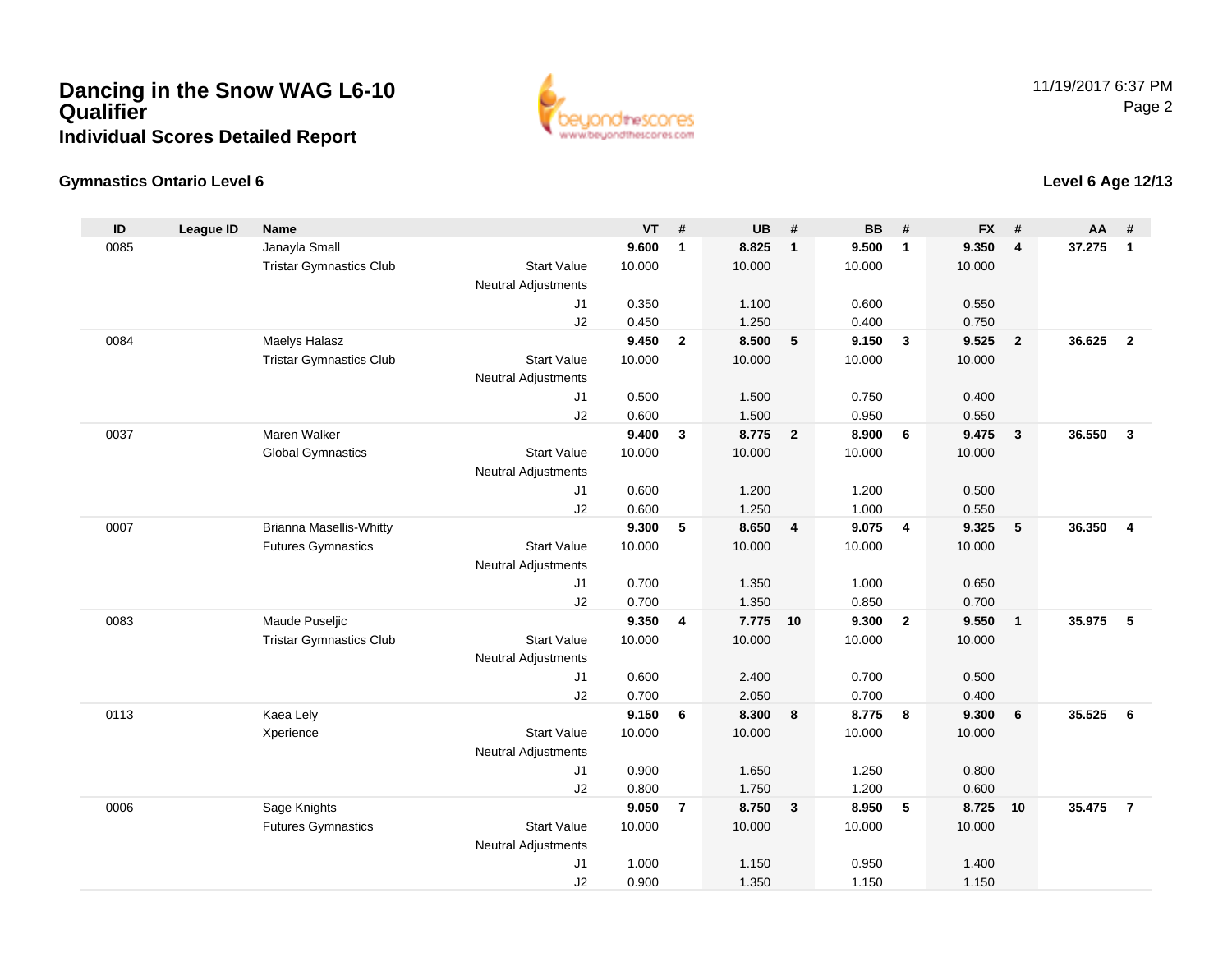# Dancing in the Snow WAG L6-10 Qualifier

## Individual Scores Detailed Report

11/19/2017 6:37 PM

### Gymnastics Ontario Level 6

### Level 6 Age 12/13

| ID | League ID | Name | | VT | # | UB | # | BB | # | FX | # | AA | # |
|---|---|---|---|---|---|---|---|---|---|---|---|---|---|
| 0085 | | Janayla Small | | **9.600** | **1** | **8.825** | **1** | **9.500** | **1** | **9.350** | **4** | **37.275** | **1** |
| | | Tristar Gymnastics Club | Start Value | 10.000 | | 10.000 | | 10.000 | | 10.000 | | | |
| | | | Neutral Adjustments | | | | | | | | | | |
| | | | J1 | 0.350 | | 1.100 | | 0.600 | | 0.550 | | | |
| | | | J2 | 0.450 | | 1.250 | | 0.400 | | 0.750 | | | |
| 0084 | | Maelys Halasz | | **9.450** | **2** | **8.500** | **5** | **9.150** | **3** | **9.525** | **2** | **36.625** | **2** |
| | | Tristar Gymnastics Club | Start Value | 10.000 | | 10.000 | | 10.000 | | 10.000 | | | |
| | | | Neutral Adjustments | | | | | | | | | | |
| | | | J1 | 0.500 | | 1.500 | | 0.750 | | 0.400 | | | |
| | | | J2 | 0.600 | | 1.500 | | 0.950 | | 0.550 | | | |
| 0037 | | Maren Walker | | **9.400** | **3** | **8.775** | **2** | **8.900** | **6** | **9.475** | **3** | **36.550** | **3** |
| | | Global Gymnastics | Start Value | 10.000 | | 10.000 | | 10.000 | | 10.000 | | | |
| | | | Neutral Adjustments | | | | | | | | | | |
| | | | J1 | 0.600 | | 1.200 | | 1.200 | | 0.500 | | | |
| | | | J2 | 0.600 | | 1.250 | | 1.000 | | 0.550 | | | |
| 0007 | | Brianna Masellis-Whitty | | **9.300** | **5** | **8.650** | **4** | **9.075** | **4** | **9.325** | **5** | **36.350** | **4** |
| | | Futures Gymnastics | Start Value | 10.000 | | 10.000 | | 10.000 | | 10.000 | | | |
| | | | Neutral Adjustments | | | | | | | | | | |
| | | | J1 | 0.700 | | 1.350 | | 1.000 | | 0.650 | | | |
| | | | J2 | 0.700 | | 1.350 | | 0.850 | | 0.700 | | | |
| 0083 | | Maude Puseljic | | **9.350** | **4** | **7.775** | **10** | **9.300** | **2** | **9.550** | **1** | **35.975** | **5** |
| | | Tristar Gymnastics Club | Start Value | 10.000 | | 10.000 | | 10.000 | | 10.000 | | | |
| | | | Neutral Adjustments | | | | | | | | | | |
| | | | J1 | 0.600 | | 2.400 | | 0.700 | | 0.500 | | | |
| | | | J2 | 0.700 | | 2.050 | | 0.700 | | 0.400 | | | |
| 0113 | | Kaea Lely | | **9.150** | **6** | **8.300** | **8** | **8.775** | **8** | **9.300** | **6** | **35.525** | **6** |
| | | Xperience | Start Value | 10.000 | | 10.000 | | 10.000 | | 10.000 | | | |
| | | | Neutral Adjustments | | | | | | | | | | |
| | | | J1 | 0.900 | | 1.650 | | 1.250 | | 0.800 | | | |
| | | | J2 | 0.800 | | 1.750 | | 1.200 | | 0.600 | | | |
| 0006 | | Sage Knights | | **9.050** | **7** | **8.750** | **3** | **8.950** | **5** | **8.725** | **10** | **35.475** | **7** |
| | | Futures Gymnastics | Start Value | 10.000 | | 10.000 | | 10.000 | | 10.000 | | | |
| | | | Neutral Adjustments | | | | | | | | | | |
| | | | J1 | 1.000 | | 1.150 | | 0.950 | | 1.400 | | | |
| | | | J2 | 0.900 | | 1.350 | | 1.150 | | 1.150 | | | |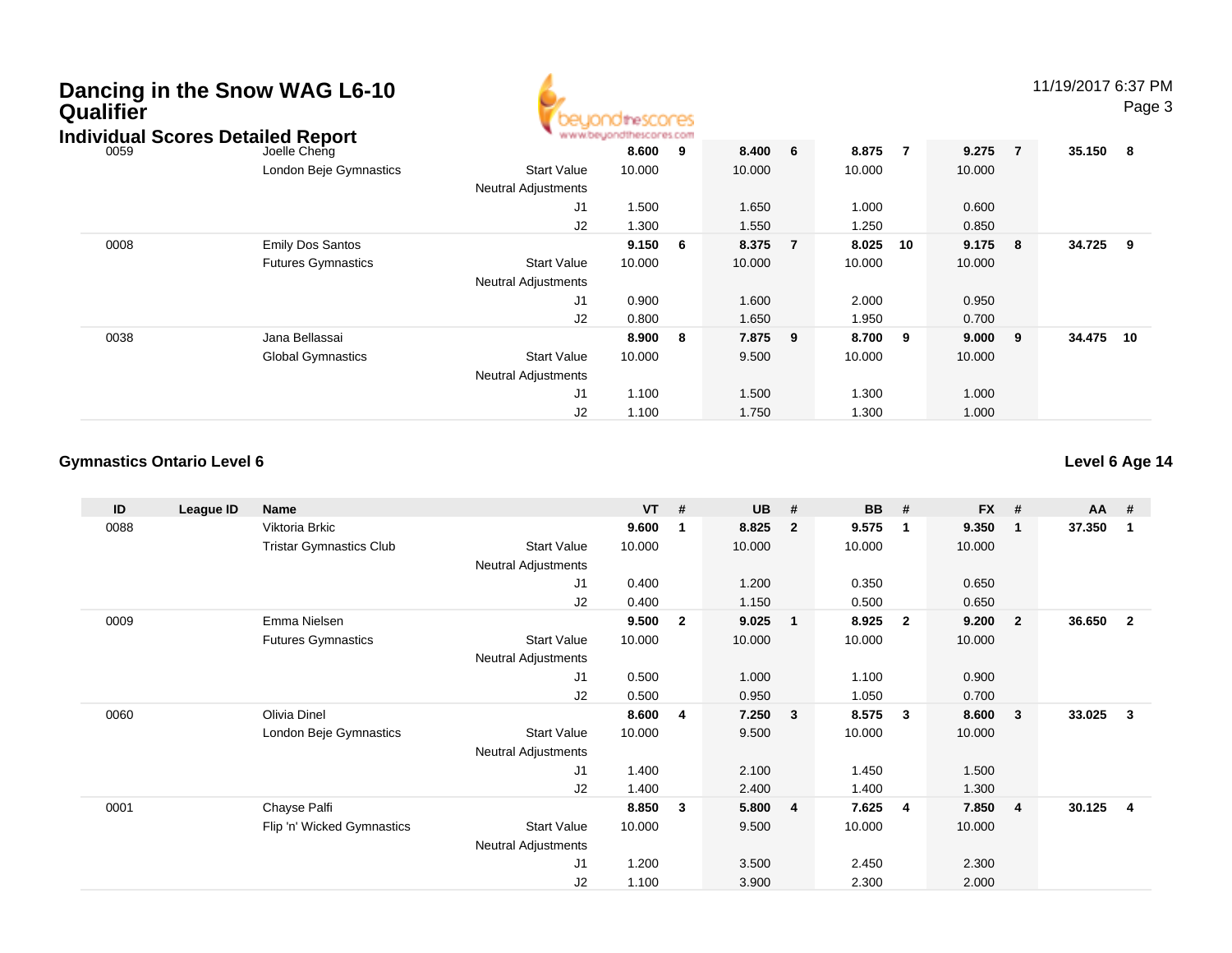# Dancing in the Snow WAG L6-10 Qualifier

## Individual Scores Detailed Report

| ID | League ID | Name | | VT | # | UB | # | BB | # | FX | # | AA | # |
|---|---|---|---|---|---|---|---|---|---|---|---|---|---|
| 0059 | | Joelle Cheng | | **8.600** | **9** | **8.400** | **6** | **8.875** | **7** | **9.275** | **7** | **35.150** | **8** |
| | | London Beje Gymnastics | Start Value | 10.000 | | 10.000 | | 10.000 | | 10.000 | | | |
| | | | Neutral Adjustments | | | | | | | | | | |
| | | | J1 | 1.500 | | 1.650 | | 1.000 | | 0.600 | | | |
| | | | J2 | 1.300 | | 1.550 | | 1.250 | | 0.850 | | | |
| 0008 | | Emily Dos Santos | | **9.150** | **6** | **8.375** | **7** | **8.025** | **10** | **9.175** | **8** | **34.725** | **9** |
| | | Futures Gymnastics | Start Value | 10.000 | | 10.000 | | 10.000 | | 10.000 | | | |
| | | | Neutral Adjustments | | | | | | | | | | |
| | | | J1 | 0.900 | | 1.600 | | 2.000 | | 0.950 | | | |
| | | | J2 | 0.800 | | 1.650 | | 1.950 | | 0.700 | | | |
| 0038 | | Jana Bellassai | | **8.900** | **8** | **7.875** | **9** | **8.700** | **9** | **9.000** | **9** | **34.475** | **10** |
| | | Global Gymnastics | Start Value | 10.000 | | 9.500 | | 10.000 | | 10.000 | | | |
| | | | Neutral Adjustments | | | | | | | | | | |
| | | | J1 | 1.100 | | 1.500 | | 1.300 | | 1.000 | | | |
| | | | J2 | 1.100 | | 1.750 | | 1.300 | | 1.000 | | | |

### Gymnastics Ontario Level 6

**Level 6 Age 14**

| ID | League ID | Name | | VT | # | UB | # | BB | # | FX | # | AA | # |
|---|---|---|---|---|---|---|---|---|---|---|---|---|---|
| 0088 | | Viktoria Brkic | | **9.600** | **1** | **8.825** | **2** | **9.575** | **1** | **9.350** | **1** | **37.350** | **1** |
| | | Tristar Gymnastics Club | Start Value | 10.000 | | 10.000 | | 10.000 | | 10.000 | | | |
| | | | Neutral Adjustments | | | | | | | | | | |
| | | | J1 | 0.400 | | 1.200 | | 0.350 | | 0.650 | | | |
| | | | J2 | 0.400 | | 1.150 | | 0.500 | | 0.650 | | | |
| 0009 | | Emma Nielsen | | **9.500** | **2** | **9.025** | **1** | **8.925** | **2** | **9.200** | **2** | **36.650** | **2** |
| | | Futures Gymnastics | Start Value | 10.000 | | 10.000 | | 10.000 | | 10.000 | | | |
| | | | Neutral Adjustments | | | | | | | | | | |
| | | | J1 | 0.500 | | 1.000 | | 1.100 | | 0.900 | | | |
| | | | J2 | 0.500 | | 0.950 | | 1.050 | | 0.700 | | | |
| 0060 | | Olivia Dinel | | **8.600** | **4** | **7.250** | **3** | **8.575** | **3** | **8.600** | **3** | **33.025** | **3** |
| | | London Beje Gymnastics | Start Value | 10.000 | | 9.500 | | 10.000 | | 10.000 | | | |
| | | | Neutral Adjustments | | | | | | | | | | |
| | | | J1 | 1.400 | | 2.100 | | 1.450 | | 1.500 | | | |
| | | | J2 | 1.400 | | 2.400 | | 1.400 | | 1.300 | | | |
| 0001 | | Chayse Palfi | | **8.850** | **3** | **5.800** | **4** | **7.625** | **4** | **7.850** | **4** | **30.125** | **4** |
| | | Flip 'n' Wicked Gymnastics | Start Value | 10.000 | | 9.500 | | 10.000 | | 10.000 | | | |
| | | | Neutral Adjustments | | | | | | | | | | |
| | | | J1 | 1.200 | | 3.500 | | 2.450 | | 2.300 | | | |
| | | | J2 | 1.100 | | 3.900 | | 2.300 | | 2.000 | | | |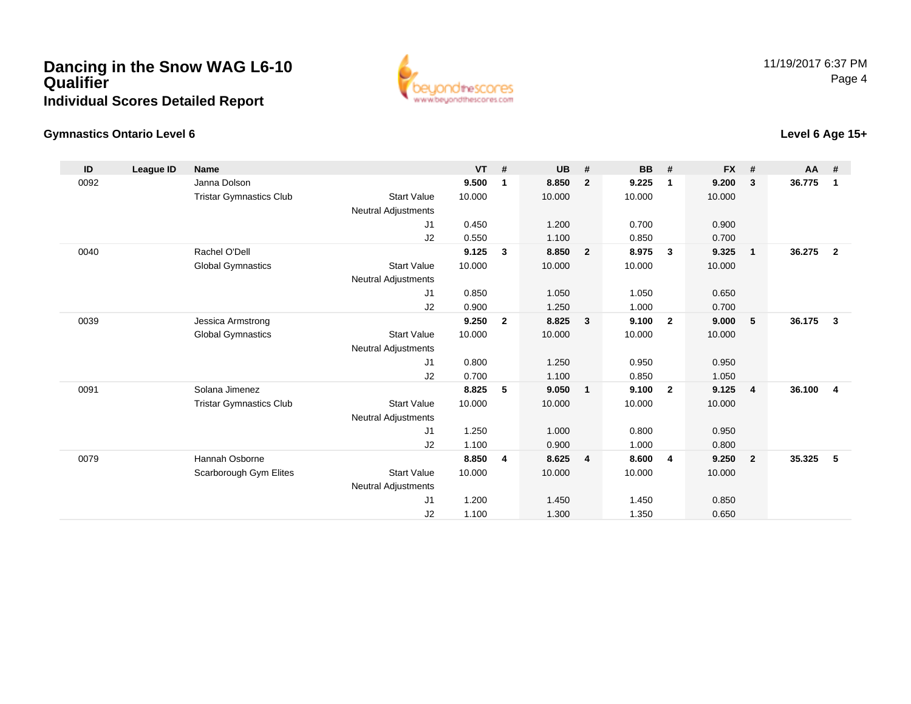# Dancing in the Snow WAG L6-10 Qualifier

## Individual Scores Detailed Report

11/19/2017 6:37 PM

### Gymnastics Ontario Level 6

### Level 6 Age 15+

| ID | League ID | Name | | VT | # | UB | # | BB | # | FX | # | AA | # |
|---|---|---|---|---|---|---|---|---|---|---|---|---|---|
| 0092 | | Janna Dolson | | **9.500** | **1** | **8.850** | **2** | **9.225** | **1** | **9.200** | **3** | **36.775** | **1** |
| | | Tristar Gymnastics Club | Start Value | 10.000 | | 10.000 | | 10.000 | | 10.000 | | | |
| | | | Neutral Adjustments | | | | | | | | | | |
| | | | J1 | 0.450 | | 1.200 | | 0.700 | | 0.900 | | | |
| | | | J2 | 0.550 | | 1.100 | | 0.850 | | 0.700 | | | |
| 0040 | | Rachel O'Dell | | **9.125** | **3** | **8.850** | **2** | **8.975** | **3** | **9.325** | **1** | **36.275** | **2** |
| | | Global Gymnastics | Start Value | 10.000 | | 10.000 | | 10.000 | | 10.000 | | | |
| | | | Neutral Adjustments | | | | | | | | | | |
| | | | J1 | 0.850 | | 1.050 | | 1.050 | | 0.650 | | | |
| | | | J2 | 0.900 | | 1.250 | | 1.000 | | 0.700 | | | |
| 0039 | | Jessica Armstrong | | **9.250** | **2** | **8.825** | **3** | **9.100** | **2** | **9.000** | **5** | **36.175** | **3** |
| | | Global Gymnastics | Start Value | 10.000 | | 10.000 | | 10.000 | | 10.000 | | | |
| | | | Neutral Adjustments | | | | | | | | | | |
| | | | J1 | 0.800 | | 1.250 | | 0.950 | | 0.950 | | | |
| | | | J2 | 0.700 | | 1.100 | | 0.850 | | 1.050 | | | |
| 0091 | | Solana Jimenez | | **8.825** | **5** | **9.050** | **1** | **9.100** | **2** | **9.125** | **4** | **36.100** | **4** |
| | | Tristar Gymnastics Club | Start Value | 10.000 | | 10.000 | | 10.000 | | 10.000 | | | |
| | | | Neutral Adjustments | | | | | | | | | | |
| | | | J1 | 1.250 | | 1.000 | | 0.800 | | 0.950 | | | |
| | | | J2 | 1.100 | | 0.900 | | 1.000 | | 0.800 | | | |
| 0079 | | Hannah Osborne | | **8.850** | **4** | **8.625** | **4** | **8.600** | **4** | **9.250** | **2** | **35.325** | **5** |
| | | Scarborough Gym Elites | Start Value | 10.000 | | 10.000 | | 10.000 | | 10.000 | | | |
| | | | Neutral Adjustments | | | | | | | | | | |
| | | | J1 | 1.200 | | 1.450 | | 1.450 | | 0.850 | | | |
| | | | J2 | 1.100 | | 1.300 | | 1.350 | | 0.650 | | | |